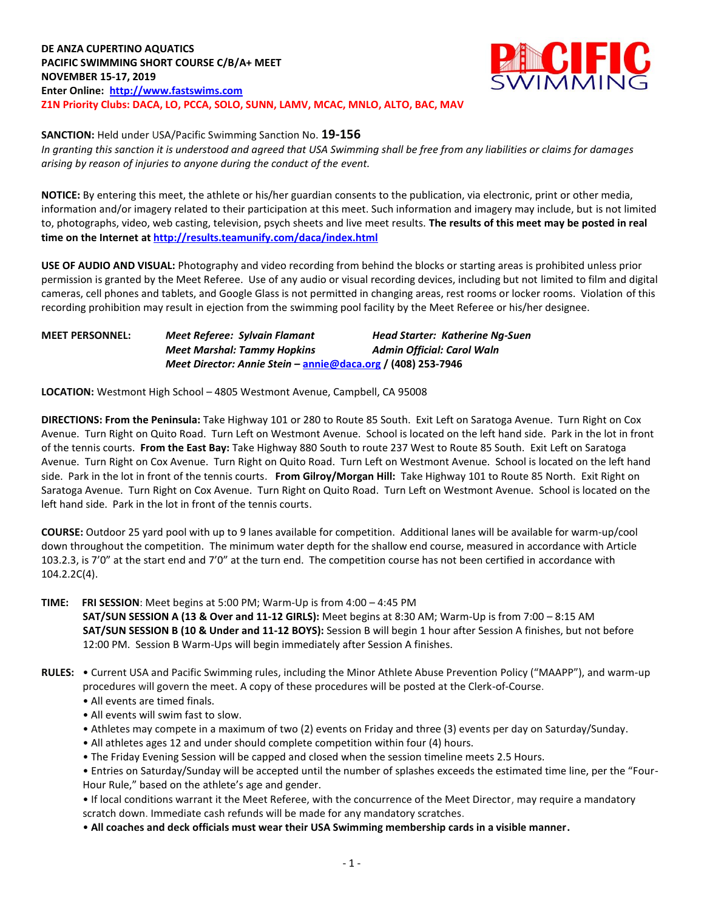**DE ANZA CUPERTINO AQUATICS**
**PACIFIC SWIMMING SHORT COURSE C/B/A+ MEET**
**NOVEMBER 15-17, 2019**
**Enter Online: [http://www.fastswims.com](http://www.fastswims.com)**
**Z1N Priority Clubs: DACA, LO, PCCA, SOLO, SUNN, LAMV, MCAC, MNLO, ALTO, BAC, MAV**

**SANCTION:** Held under USA/Pacific Swimming Sanction No. **19-156**
*In granting this sanction it is understood and agreed that USA Swimming shall be free from any liabilities or claims for damages arising by reason of injuries to anyone during the conduct of the event.*

**NOTICE:** By entering this meet, the athlete or his/her guardian consents to the publication, via electronic, print or other media, information and/or imagery related to their participation at this meet. Such information and imagery may include, but is not limited to, photographs, video, web casting, television, psych sheets and live meet results. **The results of this meet may be posted in real time on the Internet at [http://results.teamunify.com/daca/index.html](http://results.teamunify.com/daca/index.html)**

**USE OF AUDIO AND VISUAL:** Photography and video recording from behind the blocks or starting areas is prohibited unless prior permission is granted by the Meet Referee. Use of any audio or visual recording devices, including but not limited to film and digital cameras, cell phones and tablets, and Google Glass is not permitted in changing areas, rest rooms or locker rooms. Violation of this recording prohibition may result in ejection from the swimming pool facility by the Meet Referee or his/her designee.

**MEET PERSONNEL:**
*Meet Referee: Sylvain Flamant* — *Head Starter: Katherine Ng-Suen*
*Meet Marshal: Tammy Hopkins* — *Admin Official: Carol Waln*
*Meet Director: Annie Stein – [annie@daca.org](mailto:annie@daca.org)* **/ (408) 253-7946**

**LOCATION:** Westmont High School – 4805 Westmont Avenue, Campbell, CA 95008

**DIRECTIONS: From the Peninsula:** Take Highway 101 or 280 to Route 85 South. Exit Left on Saratoga Avenue. Turn Right on Cox Avenue. Turn Right on Quito Road. Turn Left on Westmont Avenue. School is located on the left hand side. Park in the lot in front of the tennis courts. **From the East Bay:** Take Highway 880 South to route 237 West to Route 85 South. Exit Left on Saratoga Avenue. Turn Right on Cox Avenue. Turn Right on Quito Road. Turn Left on Westmont Avenue. School is located on the left hand side. Park in the lot in front of the tennis courts. **From Gilroy/Morgan Hill:** Take Highway 101 to Route 85 North. Exit Right on Saratoga Avenue. Turn Right on Cox Avenue. Turn Right on Quito Road. Turn Left on Westmont Avenue. School is located on the left hand side. Park in the lot in front of the tennis courts.

**COURSE:** Outdoor 25 yard pool with up to 9 lanes available for competition. Additional lanes will be available for warm-up/cool down throughout the competition. The minimum water depth for the shallow end course, measured in accordance with Article 103.2.3, is 7'0" at the start end and 7'0" at the turn end. The competition course has not been certified in accordance with 104.2.2C(4).

**TIME:** **FRI SESSION**: Meet begins at 5:00 PM; Warm-Up is from 4:00 – 4:45 PM
**SAT/SUN SESSION A (13 & Over and 11-12 GIRLS):** Meet begins at 8:30 AM; Warm-Up is from 7:00 – 8:15 AM
**SAT/SUN SESSION B (10 & Under and 11-12 BOYS):** Session B will begin 1 hour after Session A finishes, but not before 12:00 PM. Session B Warm-Ups will begin immediately after Session A finishes.

**RULES:**
- Current USA and Pacific Swimming rules, including the Minor Athlete Abuse Prevention Policy ("MAAPP"), and warm-up procedures will govern the meet. A copy of these procedures will be posted at the Clerk-of-Course.
- All events are timed finals.
- All events will swim fast to slow.
- Athletes may compete in a maximum of two (2) events on Friday and three (3) events per day on Saturday/Sunday.
- All athletes ages 12 and under should complete competition within four (4) hours.
- The Friday Evening Session will be capped and closed when the session timeline meets 2.5 Hours.
- Entries on Saturday/Sunday will be accepted until the number of splashes exceeds the estimated time line, per the "Four-Hour Rule," based on the athlete's age and gender.
- If local conditions warrant it the Meet Referee, with the concurrence of the Meet Director, may require a mandatory scratch down. Immediate cash refunds will be made for any mandatory scratches.
- **All coaches and deck officials must wear their USA Swimming membership cards in a visible manner.**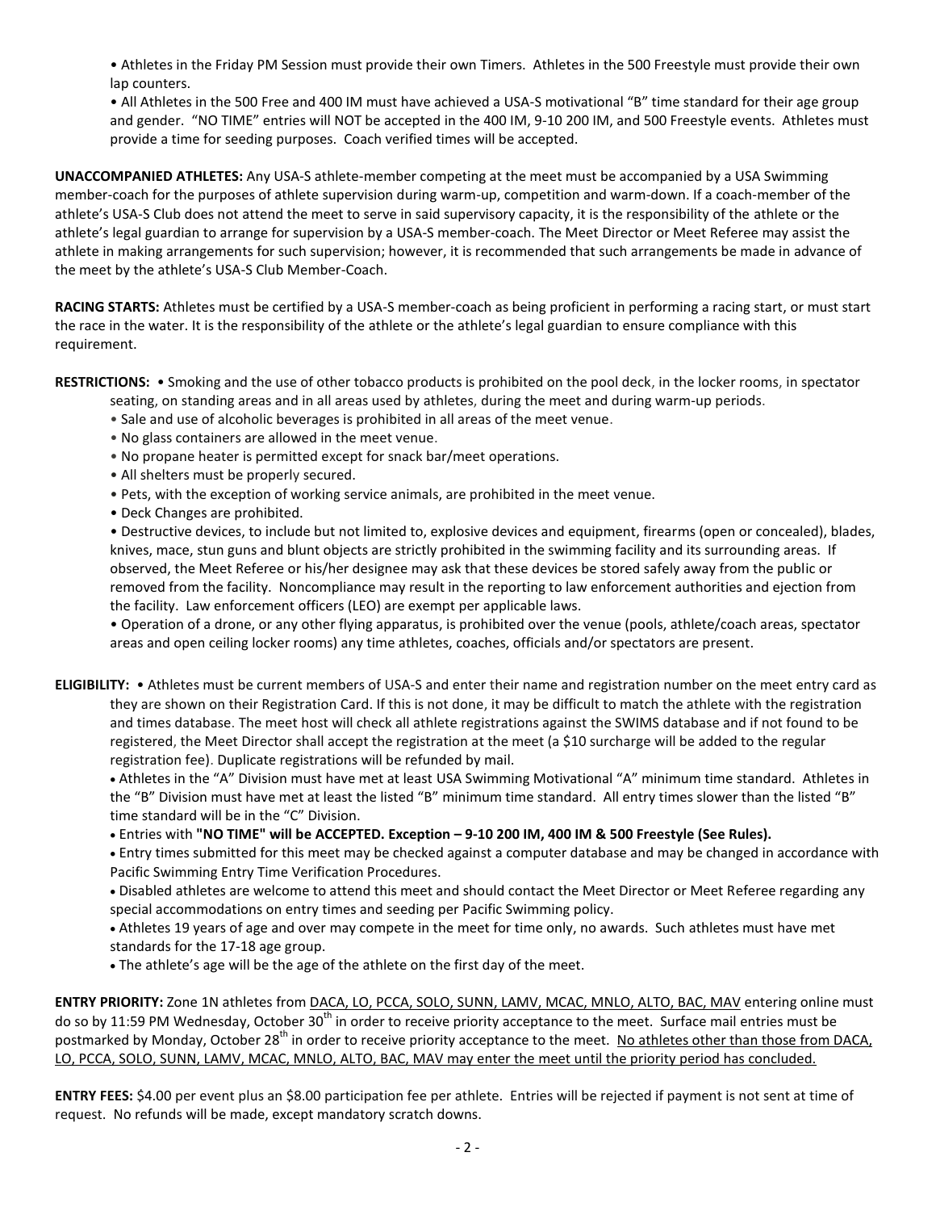• Athletes in the Friday PM Session must provide their own Timers. Athletes in the 500 Freestyle must provide their own lap counters.

• All Athletes in the 500 Free and 400 IM must have achieved a USA-S motivational "B" time standard for their age group and gender. "NO TIME" entries will NOT be accepted in the 400 IM, 9-10 200 IM, and 500 Freestyle events. Athletes must provide a time for seeding purposes. Coach verified times will be accepted.

**UNACCOMPANIED ATHLETES:** Any USA-S athlete-member competing at the meet must be accompanied by a USA Swimming member-coach for the purposes of athlete supervision during warm-up, competition and warm-down. If a coach-member of the athlete's USA-S Club does not attend the meet to serve in said supervisory capacity, it is the responsibility of the athlete or the athlete's legal guardian to arrange for supervision by a USA-S member-coach. The Meet Director or Meet Referee may assist the athlete in making arrangements for such supervision; however, it is recommended that such arrangements be made in advance of the meet by the athlete's USA-S Club Member-Coach.

**RACING STARTS:** Athletes must be certified by a USA-S member-coach as being proficient in performing a racing start, or must start the race in the water. It is the responsibility of the athlete or the athlete's legal guardian to ensure compliance with this requirement.

**RESTRICTIONS:** • Smoking and the use of other tobacco products is prohibited on the pool deck, in the locker rooms, in spectator seating, on standing areas and in all areas used by athletes, during the meet and during warm-up periods.

• Sale and use of alcoholic beverages is prohibited in all areas of the meet venue.

• No glass containers are allowed in the meet venue.

• No propane heater is permitted except for snack bar/meet operations.

• All shelters must be properly secured.

• Pets, with the exception of working service animals, are prohibited in the meet venue.

• Deck Changes are prohibited.

• Destructive devices, to include but not limited to, explosive devices and equipment, firearms (open or concealed), blades, knives, mace, stun guns and blunt objects are strictly prohibited in the swimming facility and its surrounding areas. If observed, the Meet Referee or his/her designee may ask that these devices be stored safely away from the public or removed from the facility. Noncompliance may result in the reporting to law enforcement authorities and ejection from the facility. Law enforcement officers (LEO) are exempt per applicable laws.

• Operation of a drone, or any other flying apparatus, is prohibited over the venue (pools, athlete/coach areas, spectator areas and open ceiling locker rooms) any time athletes, coaches, officials and/or spectators are present.

**ELIGIBILITY:** • Athletes must be current members of USA-S and enter their name and registration number on the meet entry card as they are shown on their Registration Card. If this is not done, it may be difficult to match the athlete with the registration and times database. The meet host will check all athlete registrations against the SWIMS database and if not found to be registered, the Meet Director shall accept the registration at the meet (a $10 surcharge will be added to the regular registration fee). Duplicate registrations will be refunded by mail.

- Athletes in the "A" Division must have met at least USA Swimming Motivational "A" minimum time standard. Athletes in the "B" Division must have met at least the listed "B" minimum time standard. All entry times slower than the listed "B" time standard will be in the "C" Division.
- Entries with **"NO TIME" will be ACCEPTED. Exception – 9-10 200 IM, 400 IM & 500 Freestyle (See Rules).**
- Entry times submitted for this meet may be checked against a computer database and may be changed in accordance with Pacific Swimming Entry Time Verification Procedures.
- Disabled athletes are welcome to attend this meet and should contact the Meet Director or Meet Referee regarding any special accommodations on entry times and seeding per Pacific Swimming policy.
- Athletes 19 years of age and over may compete in the meet for time only, no awards. Such athletes must have met standards for the 17-18 age group.
- The athlete's age will be the age of the athlete on the first day of the meet.

**ENTRY PRIORITY:** Zone 1N athletes from DACA, LO, PCCA, SOLO, SUNN, LAMV, MCAC, MNLO, ALTO, BAC, MAV entering online must do so by 11:59 PM Wednesday, October 30th in order to receive priority acceptance to the meet. Surface mail entries must be postmarked by Monday, October 28th in order to receive priority acceptance to the meet. No athletes other than those from DACA, LO, PCCA, SOLO, SUNN, LAMV, MCAC, MNLO, ALTO, BAC, MAV may enter the meet until the priority period has concluded.

**ENTRY FEES:** $4.00 per event plus an $8.00 participation fee per athlete. Entries will be rejected if payment is not sent at time of request. No refunds will be made, except mandatory scratch downs.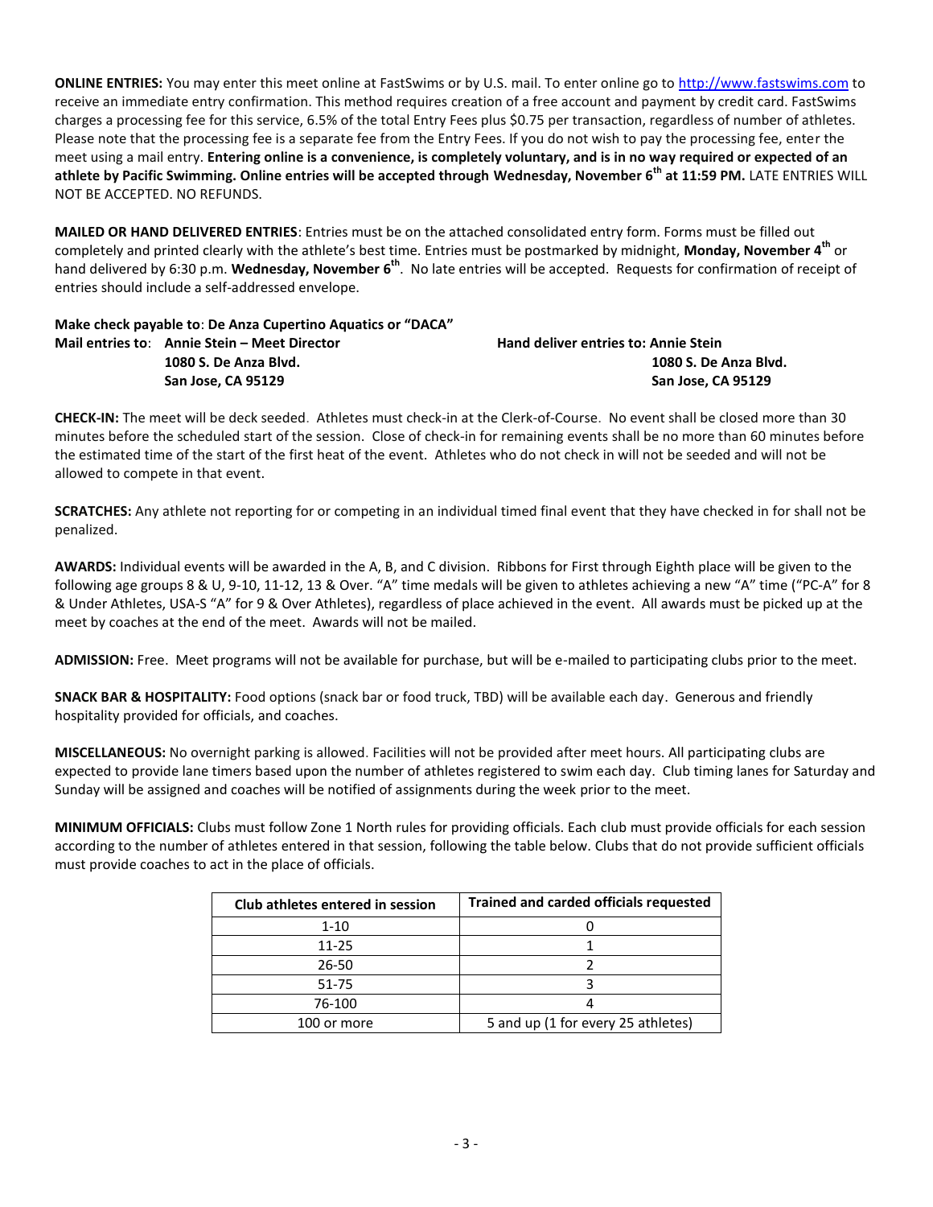**ONLINE ENTRIES:** You may enter this meet online at FastSwims or by U.S. mail. To enter online go to http://www.fastswims.com to receive an immediate entry confirmation. This method requires creation of a free account and payment by credit card. FastSwims charges a processing fee for this service, 6.5% of the total Entry Fees plus $0.75 per transaction, regardless of number of athletes. Please note that the processing fee is a separate fee from the Entry Fees. If you do not wish to pay the processing fee, enter the meet using a mail entry. **Entering online is a convenience, is completely voluntary, and is in no way required or expected of an athlete by Pacific Swimming. Online entries will be accepted through Wednesday, November 6th at 11:59 PM.** LATE ENTRIES WILL NOT BE ACCEPTED. NO REFUNDS.

**MAILED OR HAND DELIVERED ENTRIES**: Entries must be on the attached consolidated entry form. Forms must be filled out completely and printed clearly with the athlete's best time. Entries must be postmarked by midnight, **Monday, November 4th** or hand delivered by 6:30 p.m. **Wednesday, November 6th**. No late entries will be accepted. Requests for confirmation of receipt of entries should include a self-addressed envelope.

**Make check payable to**: **De Anza Cupertino Aquatics or "DACA"**

**Mail entries to**: **Annie Stein – Meet Director**
**1080 S. De Anza Blvd.**
**San Jose, CA 95129**

**Hand deliver entries to: Annie Stein**
**1080 S. De Anza Blvd.**
**San Jose, CA 95129**

**CHECK-IN:** The meet will be deck seeded. Athletes must check-in at the Clerk-of-Course. No event shall be closed more than 30 minutes before the scheduled start of the session. Close of check-in for remaining events shall be no more than 60 minutes before the estimated time of the start of the first heat of the event. Athletes who do not check in will not be seeded and will not be allowed to compete in that event.

**SCRATCHES:** Any athlete not reporting for or competing in an individual timed final event that they have checked in for shall not be penalized.

**AWARDS:** Individual events will be awarded in the A, B, and C division. Ribbons for First through Eighth place will be given to the following age groups 8 & U, 9-10, 11-12, 13 & Over. "A" time medals will be given to athletes achieving a new "A" time ("PC-A" for 8 & Under Athletes, USA-S "A" for 9 & Over Athletes), regardless of place achieved in the event. All awards must be picked up at the meet by coaches at the end of the meet. Awards will not be mailed.

**ADMISSION:** Free. Meet programs will not be available for purchase, but will be e-mailed to participating clubs prior to the meet.

**SNACK BAR & HOSPITALITY:** Food options (snack bar or food truck, TBD) will be available each day. Generous and friendly hospitality provided for officials, and coaches.

**MISCELLANEOUS:** No overnight parking is allowed. Facilities will not be provided after meet hours. All participating clubs are expected to provide lane timers based upon the number of athletes registered to swim each day. Club timing lanes for Saturday and Sunday will be assigned and coaches will be notified of assignments during the week prior to the meet.

**MINIMUM OFFICIALS:** Clubs must follow Zone 1 North rules for providing officials. Each club must provide officials for each session according to the number of athletes entered in that session, following the table below. Clubs that do not provide sufficient officials must provide coaches to act in the place of officials.

| Club athletes entered in session | Trained and carded officials requested |
|---|---|
| 1-10 | 0 |
| 11-25 | 1 |
| 26-50 | 2 |
| 51-75 | 3 |
| 76-100 | 4 |
| 100 or more | 5 and up (1 for every 25 athletes) |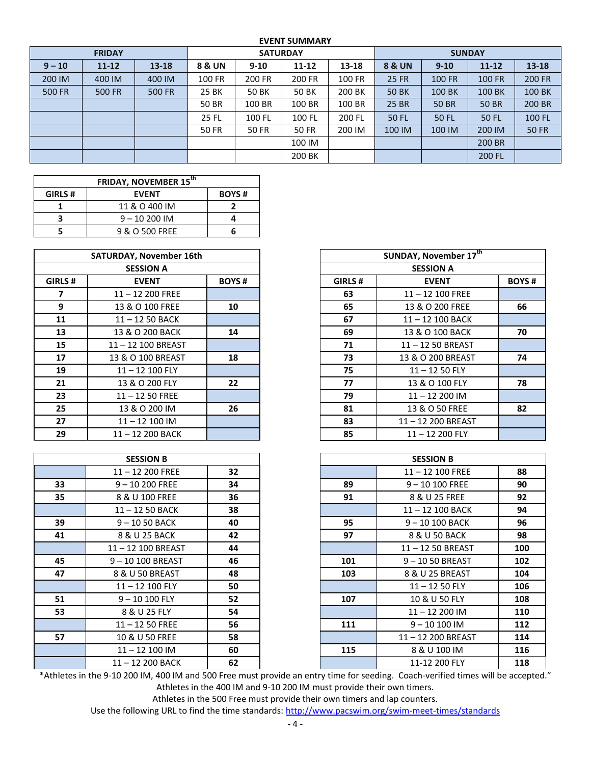## EVENT SUMMARY

| FRIDAY | | | SATURDAY | | | | SUNDAY | | | |
|---|---|---|---|---|---|---|---|---|---|---|
| 9 – 10 | 11-12 | 13-18 | 8 & UN | 9-10 | 11-12 | 13-18 | 8 & UN | 9-10 | 11-12 | 13-18 |
| 200 IM | 400 IM | 400 IM | 100 FR | 200 FR | 200 FR | 100 FR | 25 FR | 100 FR | 100 FR | 200 FR |
| 500 FR | 500 FR | 500 FR | 25 BK | 50 BK | 50 BK | 200 BK | 50 BK | 100 BK | 100 BK | 100 BK |
| | | | 50 BR | 100 BR | 100 BR | 100 BR | 25 BR | 50 BR | 50 BR | 200 BR |
| | | | 25 FL | 100 FL | 100 FL | 200 FL | 50 FL | 50 FL | 50 FL | 100 FL |
| | | | 50 FR | 50 FR | 50 FR | 200 IM | 100 IM | 100 IM | 200 IM | 50 FR |
| | | | | | 100 IM | | | | 200 BR | |
| | | | | | 200 BK | | | | 200 FL | |

| FRIDAY, NOVEMBER 15th | | |
|---|---|---|
| GIRLS # | EVENT | BOYS # |
| 1 | 11 & O 400 IM | 2 |
| 3 | 9 – 10 200 IM | 4 |
| 5 | 9 & O 500 FREE | 6 |

| SATURDAY, November 16th | | |
|---|---|---|
| SESSION A | | |
| GIRLS # | EVENT | BOYS # |
| 7 | 11 – 12 200 FREE | |
| 9 | 13 & O 100 FREE | 10 |
| 11 | 11 – 12 50 BACK | |
| 13 | 13 & O 200 BACK | 14 |
| 15 | 11 – 12 100 BREAST | |
| 17 | 13 & O 100 BREAST | 18 |
| 19 | 11 – 12 100 FLY | |
| 21 | 13 & O 200 FLY | 22 |
| 23 | 11 – 12 50 FREE | |
| 25 | 13 & O 200 IM | 26 |
| 27 | 11 – 12 100 IM | |
| 29 | 11 – 12 200 BACK | |
| SESSION B | | |
| | 11 – 12 200 FREE | 32 |
| 33 | 9 – 10 200 FREE | 34 |
| 35 | 8 & U 100 FREE | 36 |
| | 11 – 12 50 BACK | 38 |
| 39 | 9 – 10 50 BACK | 40 |
| 41 | 8 & U 25 BACK | 42 |
| | 11 – 12 100 BREAST | 44 |
| 45 | 9 – 10 100 BREAST | 46 |
| 47 | 8 & U 50 BREAST | 48 |
| | 11 – 12 100 FLY | 50 |
| 51 | 9 – 10 100 FLY | 52 |
| 53 | 8 & U 25 FLY | 54 |
| | 11 – 12 50 FREE | 56 |
| 57 | 10 & U 50 FREE | 58 |
| | 11 – 12 100 IM | 60 |
| | 11 – 12 200 BACK | 62 |

| SUNDAY, November 17th | | |
|---|---|---|
| SESSION A | | |
| GIRLS # | EVENT | BOYS # |
| 63 | 11 – 12 100 FREE | |
| 65 | 13 & O 200 FREE | 66 |
| 67 | 11 – 12 100 BACK | |
| 69 | 13 & O 100 BACK | 70 |
| 71 | 11 – 12 50 BREAST | |
| 73 | 13 & O 200 BREAST | 74 |
| 75 | 11 – 12 50 FLY | |
| 77 | 13 & O 100 FLY | 78 |
| 79 | 11 – 12 200 IM | |
| 81 | 13 & O 50 FREE | 82 |
| 83 | 11 – 12 200 BREAST | |
| 85 | 11 – 12 200 FLY | |
| SESSION B | | |
| | 11 – 12 100 FREE | 88 |
| 89 | 9 – 10 100 FREE | 90 |
| 91 | 8 & U 25 FREE | 92 |
| | 11 – 12 100 BACK | 94 |
| 95 | 9 – 10 100 BACK | 96 |
| 97 | 8 & U 50 BACK | 98 |
| | 11 – 12 50 BREAST | 100 |
| 101 | 9 – 10 50 BREAST | 102 |
| 103 | 8 & U 25 BREAST | 104 |
| | 11 – 12 50 FLY | 106 |
| 107 | 10 & U 50 FLY | 108 |
| | 11 – 12 200 IM | 110 |
| 111 | 9 – 10 100 IM | 112 |
| | 11 – 12 200 BREAST | 114 |
| 115 | 8 & U 100 IM | 116 |
| | 11-12 200 FLY | 118 |

*Athletes in the 9-10 200 IM, 400 IM and 500 Free must provide an entry time for seeding. Coach-verified times will be accepted."

Athletes in the 400 IM and 9-10 200 IM must provide their own timers.

Athletes in the 500 Free must provide their own timers and lap counters.

Use the following URL to find the time standards: http://www.pacswim.org/swim-meet-times/standards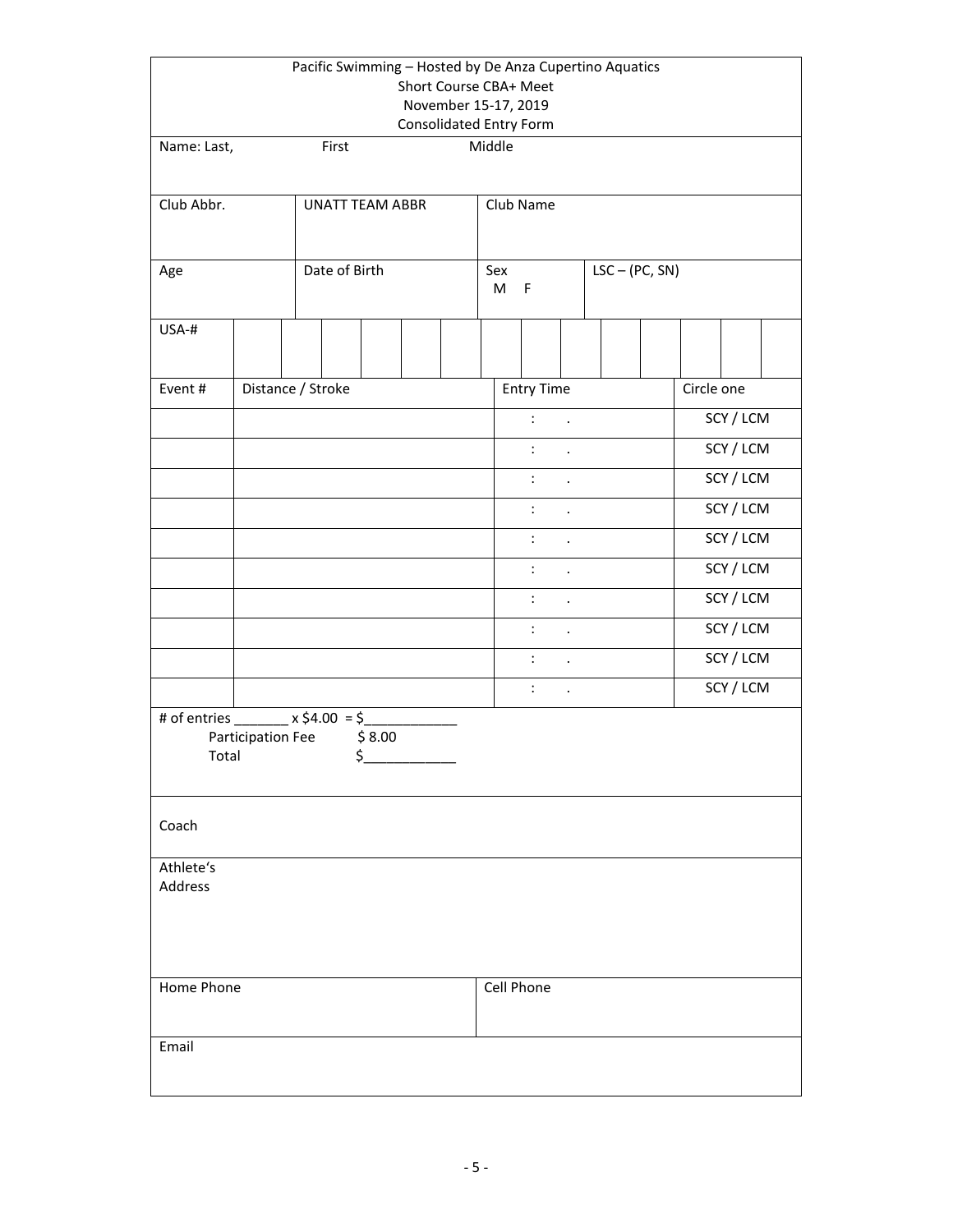Pacific Swimming – Hosted by De Anza Cupertino Aquatics
Short Course CBA+ Meet
November 15-17, 2019
Consolidated Entry Form

| Name: Last, | First | Middle |
|---|---|---|
| | | |

| Club Abbr. | UNATT TEAM ABBR | Club Name |
|---|---|---|
| | | |

| Age | Date of Birth | Sex M F | LSC – (PC, SN) |
|---|---|---|---|
| | | | |

| USA-# | | | | | | | | | | | | | | |
|---|---|---|---|---|---|---|---|---|---|---|---|---|---|---|

| Event # | Distance / Stroke | Entry Time | Circle one |
|---|---|---|---|
| | | : . | SCY / LCM |
| | | : . | SCY / LCM |
| | | : . | SCY / LCM |
| | | : . | SCY / LCM |
| | | : . | SCY / LCM |
| | | : . | SCY / LCM |
| | | : . | SCY / LCM |
| | | : . | SCY / LCM |
| | | : . | SCY / LCM |
| | | : . | SCY / LCM |

# of entries _______ x $4.00 = $____________
Participation Fee $ 8.00
Total $____________

Coach

Athlete's Address

| Home Phone | Cell Phone |
|---|---|
| | |

Email